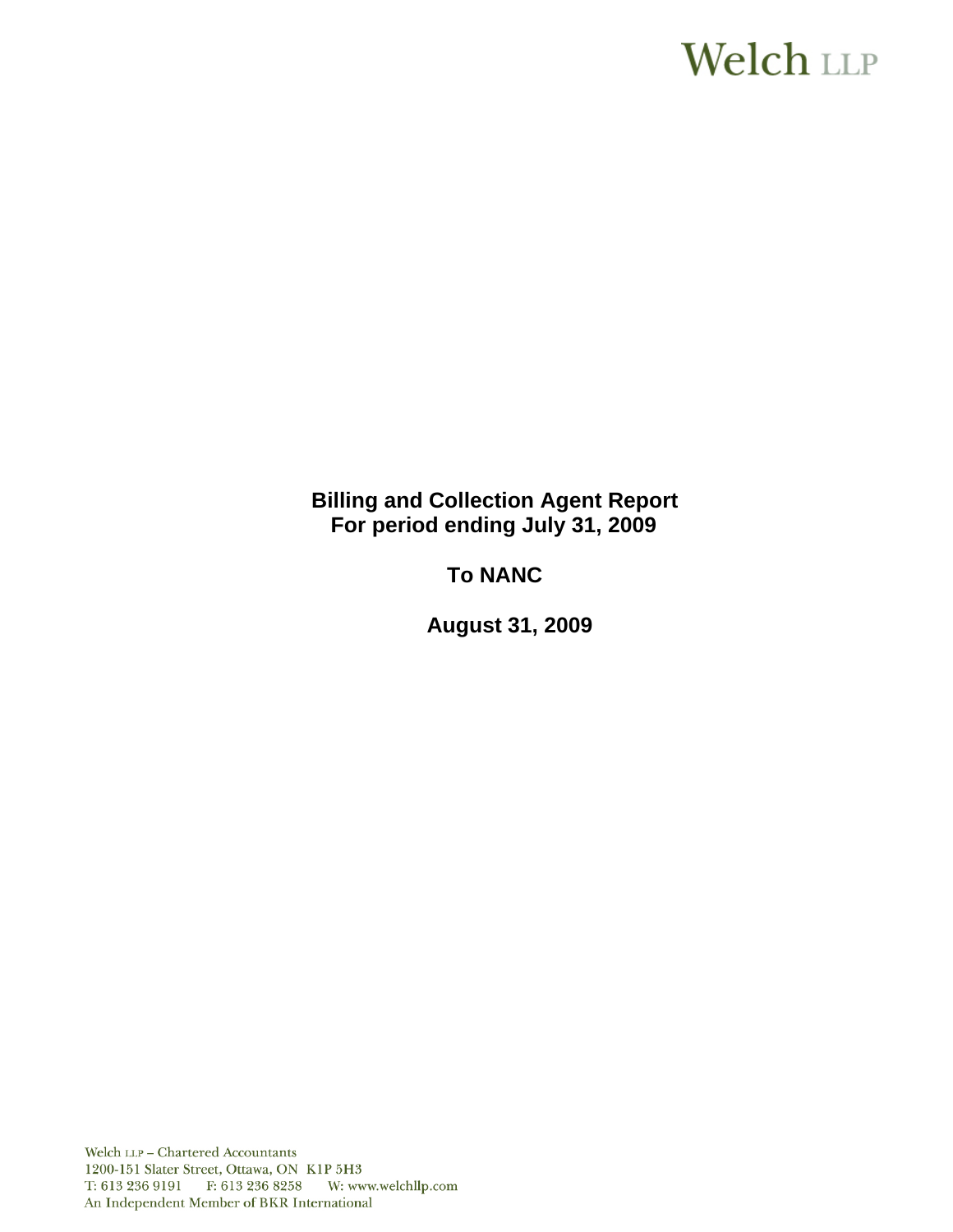Welch LLP

# Billing and Collection Agent Report
# For period ending July 31, 2009

## To NANC

## August 31, 2009

Welch LLP – Chartered Accountants
1200-151 Slater Street, Ottawa, ON K1P 5H3
T: 613 236 9191 F: 613 236 8258 W: www.welchllp.com
An Independent Member of BKR International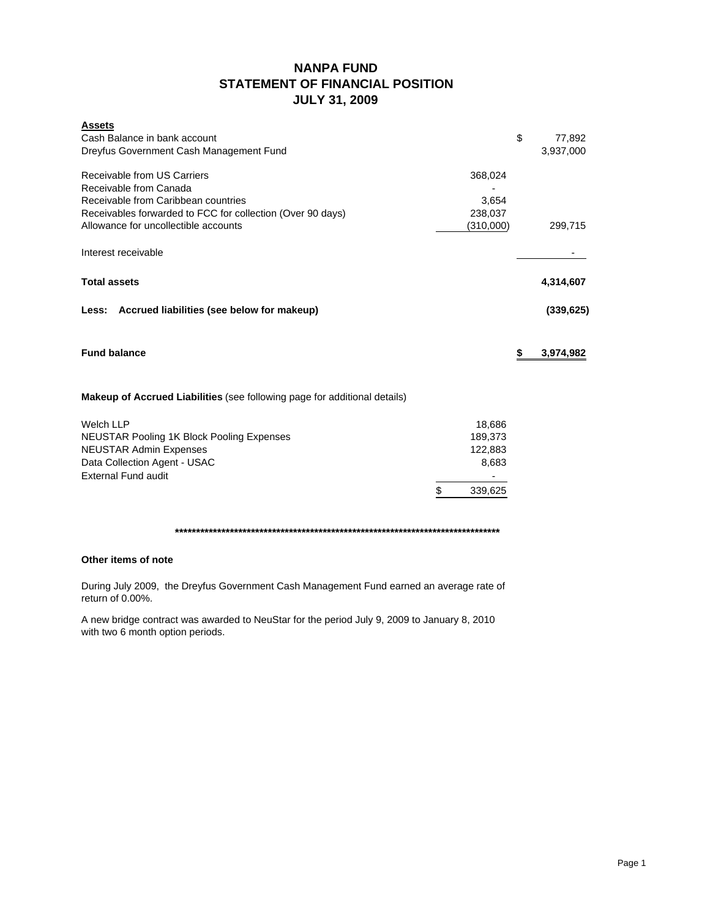# NANPA FUND
## STATEMENT OF FINANCIAL POSITION
## JULY 31, 2009

| **Assets** | | |
|---|---|---|
| Cash Balance in bank account | | $ 77,892 |
| Dreyfus Government Cash Management Fund | | 3,937,000 |
| | | |
| Receivable from US Carriers | 368,024 | |
| Receivable from Canada | - | |
| Receivable from Caribbean countries | 3,654 | |
| Receivables forwarded to FCC for collection (Over 90 days) | 238,037 | |
| Allowance for uncollectible accounts | (310,000) | 299,715 |
| | | |
| Interest receivable | | - |
| | | |
| **Total assets** | | **4,314,607** |
| | | |
| **Less: Accrued liabilities (see below for makeup)** | | **(339,625)** |
| | | |
| **Fund balance** | | **$ 3,974,982** |

**Makeup of Accrued Liabilities** (see following page for additional details)

| | |
|---|---|
| Welch LLP | 18,686 |
| NEUSTAR Pooling 1K Block Pooling Expenses | 189,373 |
| NEUSTAR Admin Expenses | 122,883 |
| Data Collection Agent - USAC | 8,683 |
| External Fund audit | - |
| | $ 339,625 |

*********************************************************************************

**Other items of note**

During July 2009, the Dreyfus Government Cash Management Fund earned an average rate of return of 0.00%.

A new bridge contract was awarded to NeuStar for the period July 9, 2009 to January 8, 2010 with two 6 month option periods.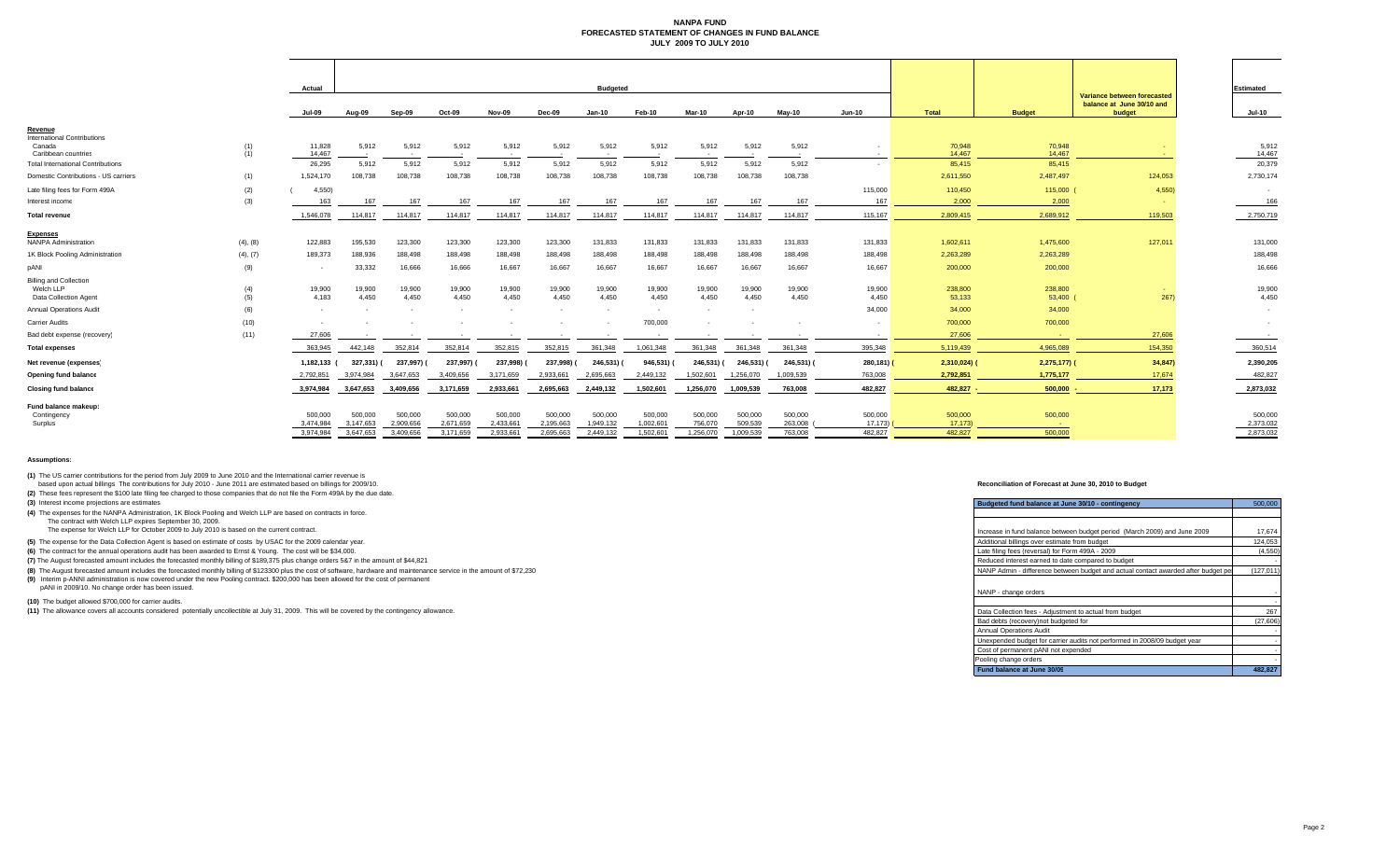# NANPA FUND
## FORECASTED STATEMENT OF CHANGES IN FUND BALANCE
### JULY 2009 TO JULY 2010

| | | Actual | Budgeted | | | | | | | | | | | | | | Estimated |
|---|---|---|---|---|---|---|---|---|---|---|---|---|---|---|---|---|---|
| | | Jul-09 | Aug-09 | Sep-09 | Oct-09 | Nov-09 | Dec-09 | Jan-10 | Feb-10 | Mar-10 | Apr-10 | May-10 | Jun-10 | Total | Budget | Variance between forecasted balance at June 30/10 and budget | Jul-10 |
| **Revenue** | | | | | | | | | | | | | | | | | |
| International Contributions | | | | | | | | | | | | | | | | | |
| Canada | (1) | 11,828 | 5,912 | 5,912 | 5,912 | 5,912 | 5,912 | 5,912 | 5,912 | 5,912 | 5,912 | 5,912 | - | 70,948 | 70,948 | - | 5,912 |
| Caribbean countries | (1) | 14,467 | - | - | - | - | - | - | - | - | - | - | - | 14,467 | 14,467 | - | 14,467 |
| Total International Contributions | | 26,295 | 5,912 | 5,912 | 5,912 | 5,912 | 5,912 | 5,912 | 5,912 | 5,912 | 5,912 | 5,912 | - | 85,415 | 85,415 | | 20,379 |
| Domestic Contributions - US carriers | (1) | 1,524,170 | 108,738 | 108,738 | 108,738 | 108,738 | 108,738 | 108,738 | 108,738 | 108,738 | 108,738 | 108,738 | | 2,611,550 | 2,487,497 | 124,053 | 2,730,174 |
| Late filing fees for Form 499A | (2) | (4,550) | | | | | | | | | | | 115,000 | 110,450 | 115,000 | (4,550) | - |
| Interest income | (3) | 163 | 167 | 167 | 167 | 167 | 167 | 167 | 167 | 167 | 167 | 167 | 167 | 2,000 | 2,000 | - | 166 |
| **Total revenue** | | 1,546,078 | 114,817 | 114,817 | 114,817 | 114,817 | 114,817 | 114,817 | 114,817 | 114,817 | 114,817 | 114,817 | 115,167 | 2,809,415 | 2,689,912 | 119,503 | 2,750,719 |
| **Expenses** | | | | | | | | | | | | | | | | | |
| NANPA Administration | (4), (8) | 122,883 | 195,530 | 123,300 | 123,300 | 123,300 | 123,300 | 131,833 | 131,833 | 131,833 | 131,833 | 131,833 | 131,833 | 1,602,611 | 1,475,600 | 127,011 | 131,000 |
| 1K Block Pooling Administration | (4), (7) | 189,373 | 188,936 | 188,498 | 188,498 | 188,498 | 188,498 | 188,498 | 188,498 | 188,498 | 188,498 | 188,498 | 188,498 | 2,263,289 | 2,263,289 | | 188,498 |
| pANI | (9) | - | 33,332 | 16,666 | 16,666 | 16,667 | 16,667 | 16,667 | 16,667 | 16,667 | 16,667 | 16,667 | 16,667 | 200,000 | 200,000 | | 16,666 |
| Billing and Collection | | | | | | | | | | | | | | | | | |
| Welch LLP | (4) | 19,900 | 19,900 | 19,900 | 19,900 | 19,900 | 19,900 | 19,900 | 19,900 | 19,900 | 19,900 | 19,900 | 19,900 | 238,800 | 238,800 | - | 19,900 |
| Data Collection Agent | (5) | 4,183 | 4,450 | 4,450 | 4,450 | 4,450 | 4,450 | 4,450 | 4,450 | 4,450 | 4,450 | 4,450 | 4,450 | 53,133 | 53,400 | (267) | 4,450 |
| Annual Operations Audit | (6) | - | - | - | - | - | - | - | - | - | - | - | 34,000 | 34,000 | 34,000 | | - |
| Carrier Audits | (10) | - | - | - | - | - | - | - | 700,000 | - | - | - | - | 700,000 | 700,000 | | - |
| Bad debt expense (recovery) | (11) | 27,606 | - | - | - | - | - | - | - | - | - | - | - | 27,606 | - | 27,606 | - |
| **Total expenses** | | 363,945 | 442,148 | 352,814 | 352,814 | 352,815 | 352,815 | 361,348 | 1,061,348 | 361,348 | 361,348 | 361,348 | 395,348 | 5,119,439 | 4,965,089 | 154,350 | 360,514 |
| **Net revenue (expenses)** | | 1,182,133 | (327,331) | (237,997) | (237,997) | (237,998) | (237,998) | (246,531) | (946,531) | (246,531) | (246,531) | (246,531) | (280,181) | (2,310,024) | (2,275,177) | (34,847) | 2,390,205 |
| **Opening fund balance** | | 2,792,851 | 3,974,984 | 3,647,653 | 3,409,656 | 3,171,659 | 2,933,661 | 2,695,663 | 2,449,132 | 1,502,601 | 1,256,070 | 1,009,539 | 763,008 | 2,792,851 | 1,775,177 | 17,674 | 482,827 |
| **Closing fund balance** | | 3,974,984 | 3,647,653 | 3,409,656 | 3,171,659 | 2,933,661 | 2,695,663 | 2,449,132 | 1,502,601 | 1,256,070 | 1,009,539 | 763,008 | 482,827 | 482,827 | 500,000 | 17,173 | 2,873,032 |
| **Fund balance makeup:** | | | | | | | | | | | | | | | | | |
| Contingency | | 500,000 | 500,000 | 500,000 | 500,000 | 500,000 | 500,000 | 500,000 | 500,000 | 500,000 | 500,000 | 500,000 | 500,000 | 500,000 | 500,000 | | 500,000 |
| Surplus | | 3,474,984 | 3,147,653 | 2,909,656 | 2,671,659 | 2,433,661 | 2,195,663 | 1,949,132 | 1,002,601 | 756,070 | 509,539 | 263,008 | (17,173) | (17,173) | - | | 2,373,032 |
| | | 3,974,984 | 3,647,653 | 3,409,656 | 3,171,659 | 2,933,661 | 2,695,663 | 2,449,132 | 1,502,601 | 1,256,070 | 1,009,539 | 763,008 | 482,827 | 482,827 | 500,000 | | 2,873,032 |

**Assumptions:**

**(1)** The US carrier contributions for the period from July 2009 to June 2010 and the International carrier revenue is based upon actual billings The contributions for July 2010 - June 2011 are estimated based on billings for 2009/10.

**(2)** These fees represent the $100 late filing fee charged to those companies that do not file the Form 499A by the due date.

**(3)** Interest income projections are estimates

**(4)** The expenses for the NANPA Administration, 1K Block Pooling and Welch LLP are based on contracts in force. The contract with Welch LLP expires September 30, 2009. The expense for Welch LLP for October 2009 to July 2010 is based on the current contract.

**(5)** The expense for the Data Collection Agent is based on estimate of costs by USAC for the 2009 calendar year.

**(6)** The contract for the annual operations audit has been awarded to Ernst & Young. The cost will be $34,000.

**(7)** The August forecasted amount includes the forecasted monthly billing of $189,375 plus change orders 5&7 in the amount of $44,821

**(8)** The August forecasted amount includes the forecasted monthly billing of $123300 plus the cost of software, hardware and maintenance service in the amount of $72,230

**(9)** Interim p-ANNI administration is now covered under the new Pooling contract. $200,000 has been allowed for the cost of permanent pANI in 2009/10. No change order has been issued.

**(10)** The budget allowed $700,000 for carrier audits.

**(11)** The allowance covers all accounts considered potentially uncollectible at July 31, 2009. This will be covered by the contingency allowance.

**Reconciliation of Forecast at June 30, 2010 to Budget**

| Budgeted fund balance at June 30/10 - contingency | 500,000 |
|---|---|
| | |
| Increase in fund balance between budget period (March 2009) and June 2009 | 17,674 |
| Additional billings over estimate from budget | 124,053 |
| Late filing fees (reversal) for Form 499A - 2009 | (4,550) |
| Reduced interest earned to date compared to budget | - |
| NANP Admin - difference between budget and actual contact awarded after budget pe | (127,011) |
| | |
| NANP - change orders | - |
| | - |
| Data Collection fees - Adjustment to actual from budget | 267 |
| Bad debts (recovery)not budgeted for | (27,606) |
| Annual Operations Audit | - |
| Unexpended budget for carrier audits not performed in 2008/09 budget year | - |
| Cost of permanent pANI not expended | - |
| Pooling change orders | - |
| **Fund balance at June 30/09** | **482,827** |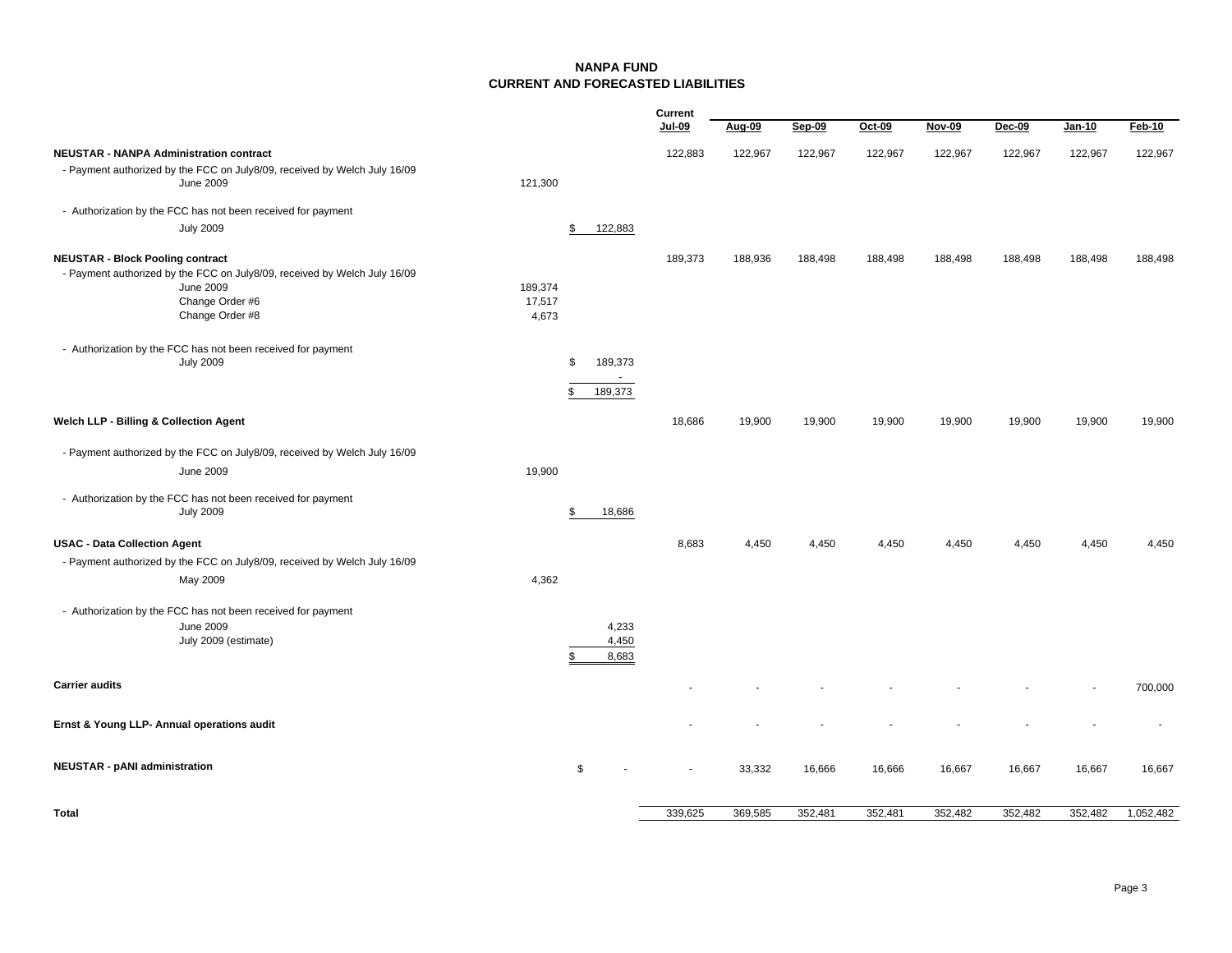# NANPA FUND
## CURRENT AND FORECASTED LIABILITIES

| | | | Current Jul-09 | Aug-09 | Sep-09 | Oct-09 | Nov-09 | Dec-09 | Jan-10 | Feb-10 |
|---|---|---|---|---|---|---|---|---|---|---|
| **NEUSTAR - NANPA Administration contract** | | | 122,883 | 122,967 | 122,967 | 122,967 | 122,967 | 122,967 | 122,967 | 122,967 |
| - Payment authorized by the FCC on July8/09, received by Welch July 16/09 | | | | | | | | | | |
| June 2009 | 121,300 | | | | | | | | | |
| - Authorization by the FCC has not been received for payment | | | | | | | | | | |
| July 2009 | | $ 122,883 | | | | | | | | |
| **NEUSTAR - Block Pooling contract** | | | 189,373 | 188,936 | 188,498 | 188,498 | 188,498 | 188,498 | 188,498 | 188,498 |
| - Payment authorized by the FCC on July8/09, received by Welch July 16/09 | | | | | | | | | | |
| June 2009 | 189,374 | | | | | | | | | |
| Change Order #6 | 17,517 | | | | | | | | | |
| Change Order #8 | 4,673 | | | | | | | | | |
| - Authorization by the FCC has not been received for payment | | | | | | | | | | |
| July 2009 | | $ 189,373 | | | | | | | | |
| | | - | | | | | | | | |
| | | $ 189,373 | | | | | | | | |
| **Welch LLP - Billing & Collection Agent** | | | 18,686 | 19,900 | 19,900 | 19,900 | 19,900 | 19,900 | 19,900 | 19,900 |
| - Payment authorized by the FCC on July8/09, received by Welch July 16/09 | | | | | | | | | | |
| June 2009 | 19,900 | | | | | | | | | |
| - Authorization by the FCC has not been received for payment | | | | | | | | | | |
| July 2009 | | $ 18,686 | | | | | | | | |
| **USAC - Data Collection Agent** | | | 8,683 | 4,450 | 4,450 | 4,450 | 4,450 | 4,450 | 4,450 | 4,450 |
| - Payment authorized by the FCC on July8/09, received by Welch July 16/09 | | | | | | | | | | |
| May 2009 | 4,362 | | | | | | | | | |
| - Authorization by the FCC has not been received for payment | | | | | | | | | | |
| June 2009 | | 4,233 | | | | | | | | |
| July 2009 (estimate) | | 4,450 | | | | | | | | |
| | | $ 8,683 | | | | | | | | |
| **Carrier audits** | | | - | - | - | - | - | - | - | 700,000 |
| **Ernst & Young LLP- Annual operations audit** | | | - | - | - | - | - | - | - | - |
| **NEUSTAR - pANI administration** | | $ - | - | 33,332 | 16,666 | 16,666 | 16,667 | 16,667 | 16,667 | 16,667 |
| **Total** | | | 339,625 | 369,585 | 352,481 | 352,481 | 352,482 | 352,482 | 352,482 | 1,052,482 |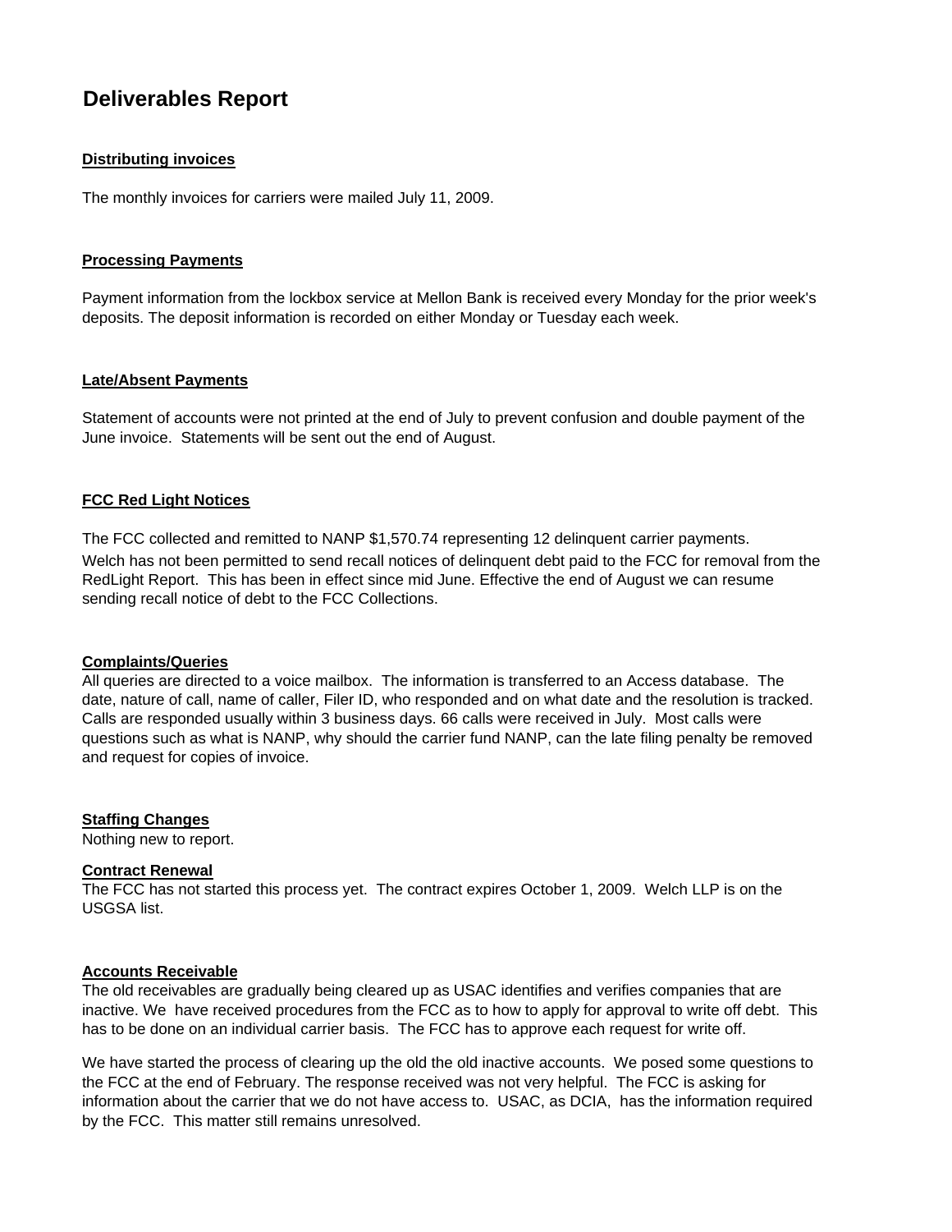# Deliverables Report

**Distributing invoices**

The monthly invoices for carriers were mailed July 11, 2009.

**Processing Payments**

Payment information from the lockbox service at Mellon Bank is received every Monday for the prior week's deposits. The deposit information is recorded on either Monday or Tuesday each week.

**Late/Absent Payments**

Statement of accounts were not printed at the end of July to prevent confusion and double payment of the June invoice. Statements will be sent out the end of August.

**FCC Red Light Notices**

The FCC collected and remitted to NANP $1,570.74 representing 12 delinquent carrier payments.
Welch has not been permitted to send recall notices of delinquent debt paid to the FCC for removal from the RedLight Report. This has been in effect since mid June. Effective the end of August we can resume sending recall notice of debt to the FCC Collections.

**Complaints/Queries**

All queries are directed to a voice mailbox. The information is transferred to an Access database. The date, nature of call, name of caller, Filer ID, who responded and on what date and the resolution is tracked. Calls are responded usually within 3 business days. 66 calls were received in July. Most calls were questions such as what is NANP, why should the carrier fund NANP, can the late filing penalty be removed and request for copies of invoice.

**Staffing Changes**

Nothing new to report.

**Contract Renewal**

The FCC has not started this process yet. The contract expires October 1, 2009. Welch LLP is on the USGSA list.

**Accounts Receivable**

The old receivables are gradually being cleared up as USAC identifies and verifies companies that are inactive. We have received procedures from the FCC as to how to apply for approval to write off debt. This has to be done on an individual carrier basis. The FCC has to approve each request for write off.

We have started the process of clearing up the old the old inactive accounts. We posed some questions to the FCC at the end of February. The response received was not very helpful. The FCC is asking for information about the carrier that we do not have access to. USAC, as DCIA, has the information required by the FCC. This matter still remains unresolved.